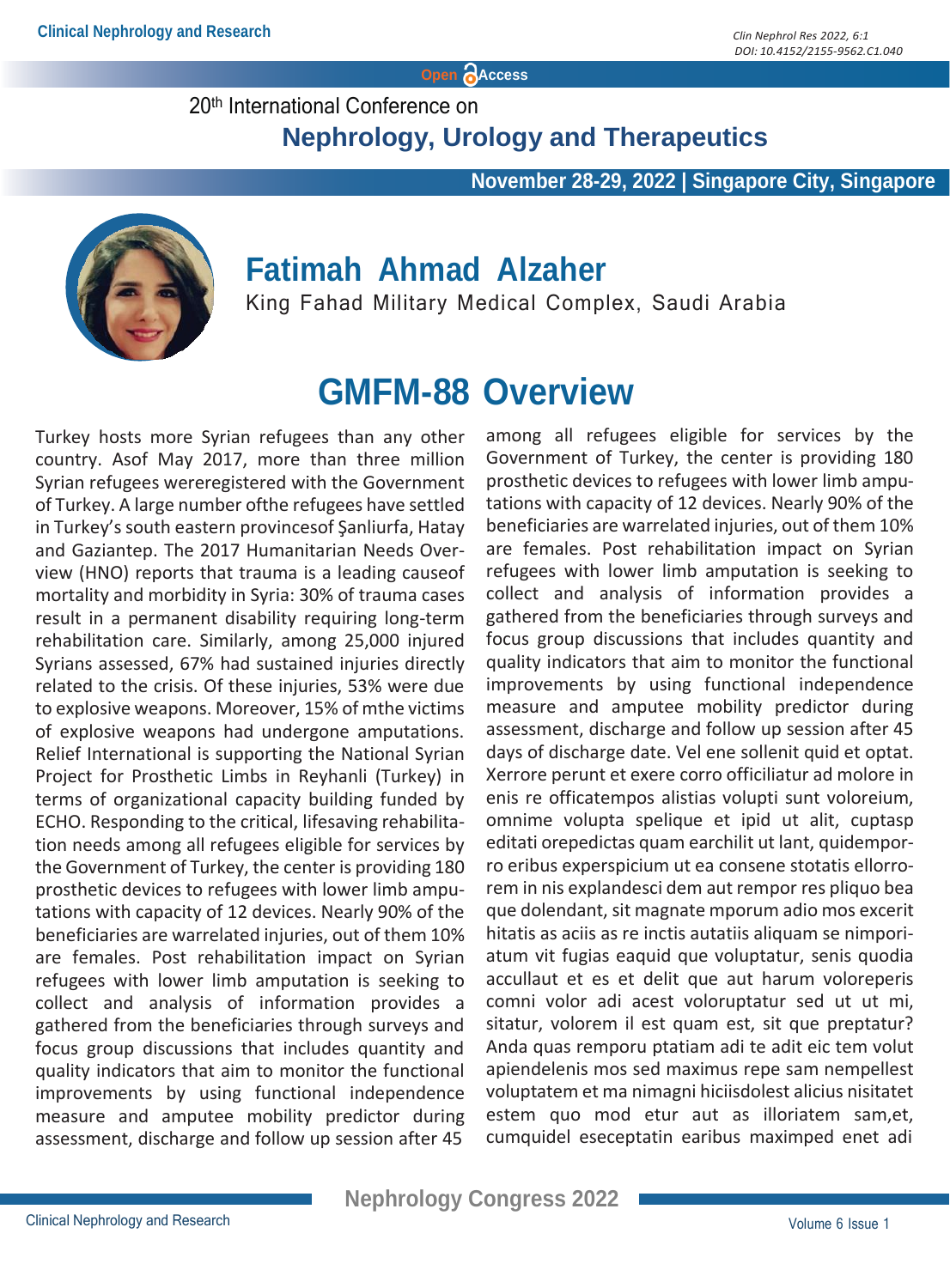20th International Conference on

# Nephrology, Urology and Therapeutics

**November 28-29, 2022 | Singapore City, Singapore**

## Fatimah Ahmad Alzaher

King Fahad Military Medical Complex, Saudi Arabia

# GMFM-88 Overview

Turkey hosts more Syrian refugees than any other country. Asof May 2017, more than three million Syrian refugees wereregistered with the Government of Turkey. A large number ofthe refugees have settled in Turkey's south eastern provincesof Şanliurfa, Hatay and Gaziantep. The 2017 Humanitarian Needs Overview (HNO) reports that trauma is a leading causeof mortality and morbidity in Syria: 30% of trauma cases result in a permanent disability requiring long-term rehabilitation care. Similarly, among 25,000 injured Syrians assessed, 67% had sustained injuries directly related to the crisis. Of these injuries, 53% were due to explosive weapons. Moreover, 15% of mthe victims of explosive weapons had undergone amputations. Relief International is supporting the National Syrian Project for Prosthetic Limbs in Reyhanli (Turkey) in terms of organizational capacity building funded by ECHO. Responding to the critical, lifesaving rehabilitation needs among all refugees eligible for services by the Government of Turkey, the center is providing 180 prosthetic devices to refugees with lower limb amputations with capacity of 12 devices. Nearly 90% of the beneficiaries are warrelated injuries, out of them 10% are females. Post rehabilitation impact on Syrian refugees with lower limb amputation is seeking to collect and analysis of information provides a gathered from the beneficiaries through surveys and focus group discussions that includes quantity and quality indicators that aim to monitor the functional improvements by using functional independence measure and amputee mobility predictor during assessment, discharge and follow up session after 45 among all refugees eligible for services by the Government of Turkey, the center is providing 180 prosthetic devices to refugees with lower limb amputations with capacity of 12 devices. Nearly 90% of the beneficiaries are warrelated injuries, out of them 10% are females. Post rehabilitation impact on Syrian refugees with lower limb amputation is seeking to collect and analysis of information provides a gathered from the beneficiaries through surveys and focus group discussions that includes quantity and quality indicators that aim to monitor the functional improvements by using functional independence measure and amputee mobility predictor during assessment, discharge and follow up session after 45 days of discharge date. Vel ene sollenit quid et optat. Xerrore perunt et exere corro officiliatur ad molore in enis re officatempos alistias volupti sunt voloreium, omnime volupta spelique et ipid ut alit, cuptasp editati orepedictas quam earchilit ut lant, quidemporro eribus experspicium ut ea consene stotatis ellorrorem in nis explandesci dem aut rempor res pliquo bea que dolendant, sit magnate mporum adio mos excerit hitatis as aciis as re inctis autatiis aliquam se nimporiatum vit fugias eaquid que voluptatur, senis quodia accullaut et es et delit que aut harum volorepens comni volor adi acest voloruptatur sed ut ut mi, sitatur, volorem il est quam est, sit que preptatur? Anda quas remporu ptatiam adi te adit eic tem volut apiendelenis mos sed maximus repe sam nempellest voluptatem et ma nimagni hiciisdolest alicius nisitatet estem quo mod etur aut as illoriatem sam,et, cumquidel eseceptatin earibus maximped enet adi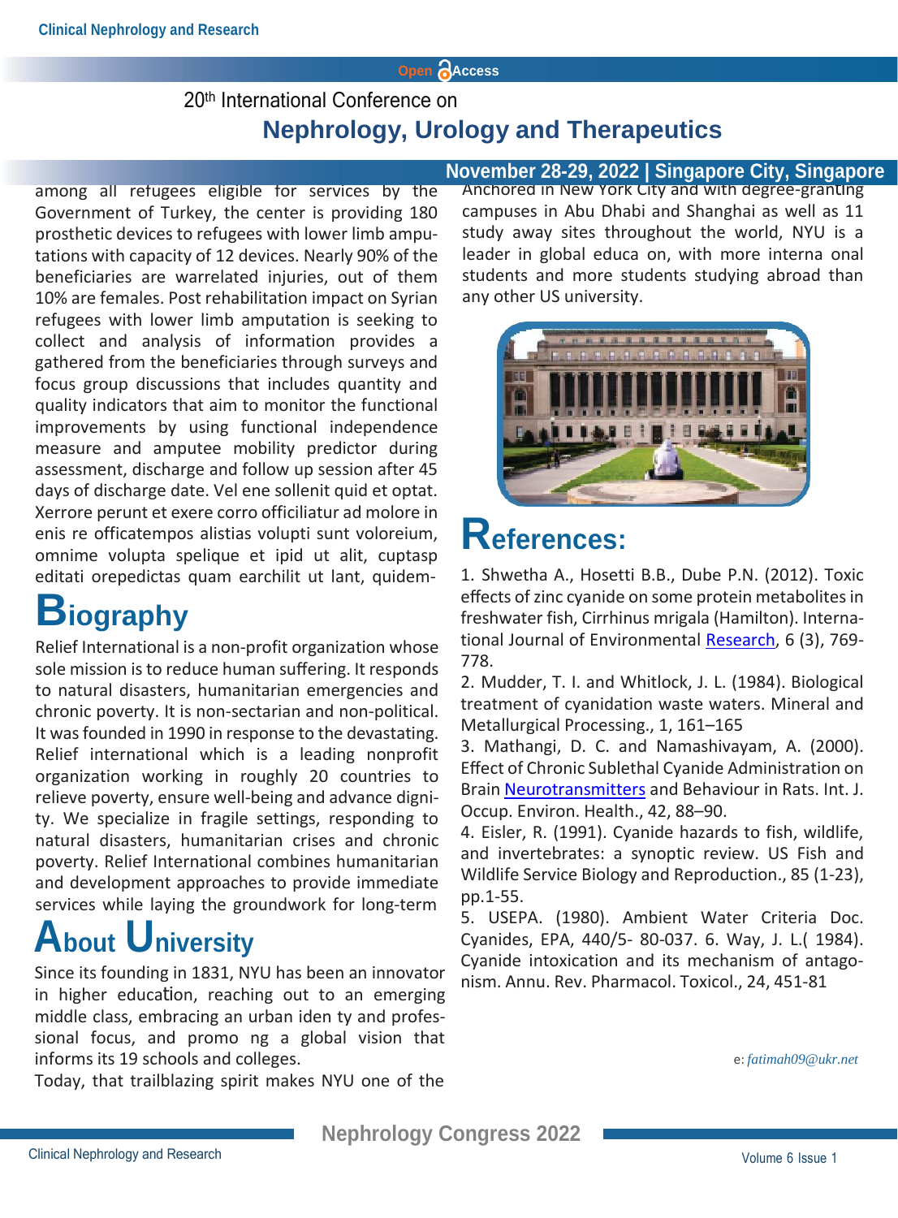among all refugees eligible for services by the Government of Turkey, the center is providing 180 prosthetic devices to refugees with lower limb amputations with capacity of 12 devices. Nearly 90% of the beneficiaries are warrelated injuries, out of them 10% are females. Post rehabilitation impact on Syrian refugees with lower limb amputation is seeking to collect and analysis of information provides a gathered from the beneficiaries through surveys and focus group discussions that includes quantity and quality indicators that aim to monitor the functional improvements by using functional independence measure and amputee mobility predictor during assessment, discharge and follow up session after 45 days of discharge date. Vel ene sollenit quid et optat. Xerrore perunt et exere corro officiliatur ad molore in enis re officatempos alistias volupti sunt voloreium, omnime volupta spelique et ipid ut alit, cuptasp editati orepedictas quam earchilit ut lant, quidem-

## Biography

Relief International is a non-profit organization whose sole mission is to reduce human suffering. It responds to natural disasters, humanitarian emergencies and chronic poverty. It is non-sectarian and non-political. It was founded in 1990 in response to the devastating. Relief international which is a leading nonprofit organization working in roughly 20 countries to relieve poverty, ensure well-being and advance dignity. We specialize in fragile settings, responding to natural disasters, humanitarian crises and chronic poverty. Relief International combines humanitarian and development approaches to provide immediate services while laying the groundwork for long-term

## About University

Since its founding in 1831, NYU has been an innovator in higher education, reaching out to an emerging middle class, embracing an urban iden ty and professional focus, and promo ng a global vision that informs its 19 schools and colleges.

Today, that trailblazing spirit makes NYU one of the Anchored in New York City and with degree-granting campuses in Abu Dhabi and Shanghai as well as 11 study away sites throughout the world, NYU is a leader in global educa on, with more interna onal students and more students studying abroad than any other US university.

## References:

1. Shwetha A., Hosetti B.B., Dube P.N. (2012). Toxic effects of zinc cyanide on some protein metabolites in freshwater fish, Cirrhinus mrigala (Hamilton). International Journal of Environmental Research, 6 (3), 769-778.
2. Mudder, T. I. and Whitlock, J. L. (1984). Biological treatment of cyanidation waste waters. Mineral and Metallurgical Processing., 1, 161–165
3. Mathangi, D. C. and Namashivayam, A. (2000). Effect of Chronic Sublethal Cyanide Administration on Brain Neurotransmitters and Behaviour in Rats. Int. J. Occup. Environ. Health., 42, 88–90.
4. Eisler, R. (1991). Cyanide hazards to fish, wildlife, and invertebrates: a synoptic review. US Fish and Wildlife Service Biology and Reproduction., 85 (1-23), pp.1-55.
5. USEPA. (1980). Ambient Water Criteria Doc. Cyanides, EPA, 440/5- 80-037. 6. Way, J. L.( 1984). Cyanide intoxication and its mechanism of antagonism. Annu. Rev. Pharmacol. Toxicol., 24, 451-81

e: *fatimah09@ukr.net*